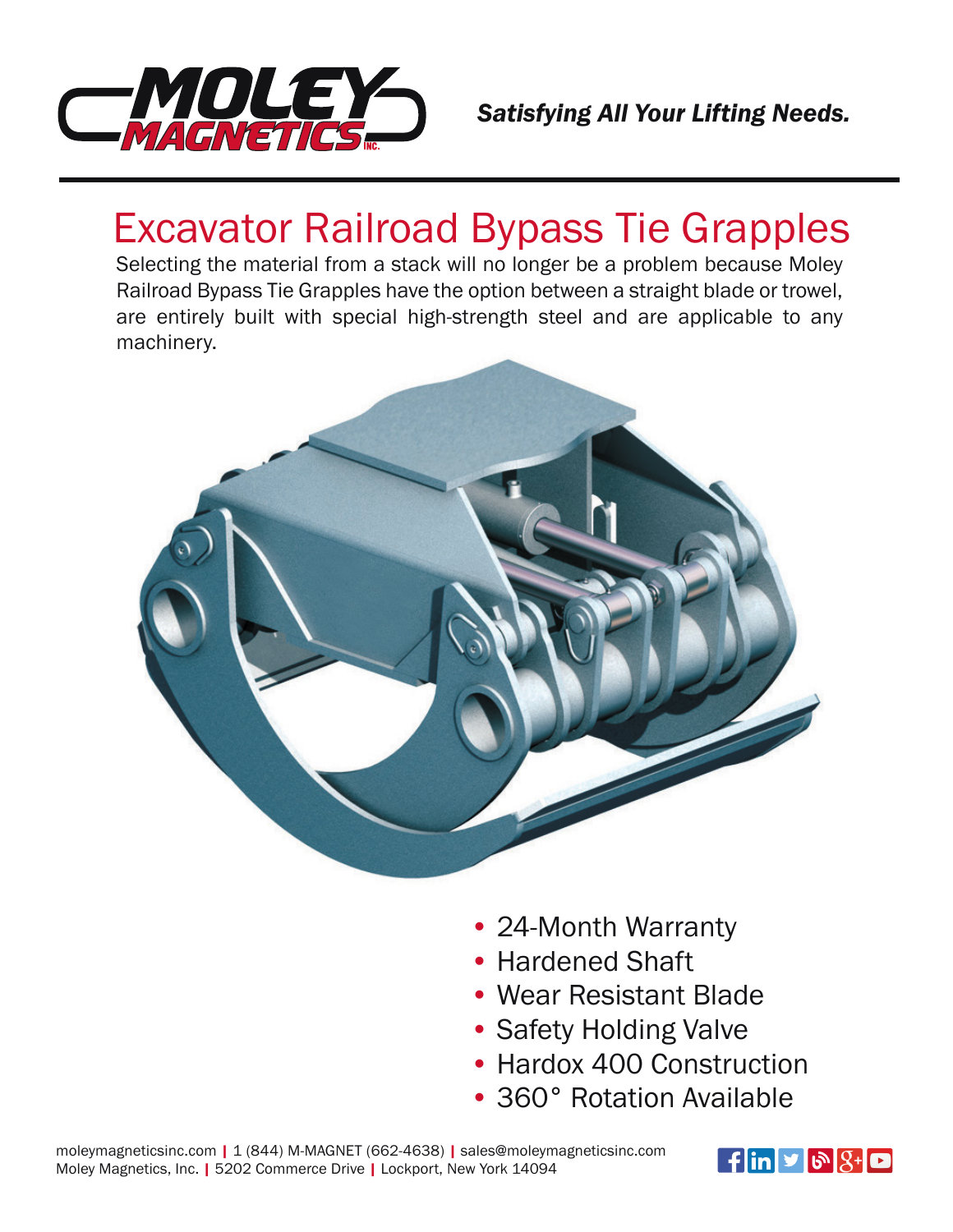*Satisfying All Your Lifting Needs.*

# Excavator Railroad Bypass Tie Grapples

Selecting the material from a stack will no longer be a problem because Moley Railroad Bypass Tie Grapples have the option between a straight blade or trowel, are entirely built with special high-strength steel and are applicable to any machinery.

- 24-Month Warranty
- Hardened Shaft
- Wear Resistant Blade
- Safety Holding Valve
- Hardox 400 Construction
- 360° Rotation Available

moleymagneticsinc.com | 1 (844) M-MAGNET (662-4638) | sales@moleymagneticsinc.com
Moley Magnetics, Inc. | 5202 Commerce Drive | Lockport, New York 14094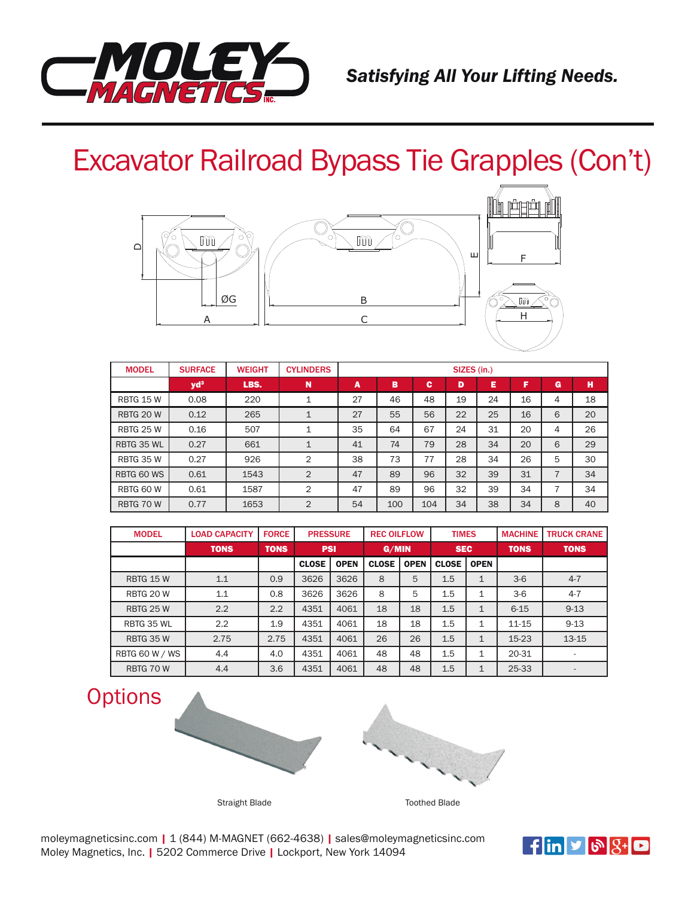# Excavator Railroad Bypass Tie Grapples (Con't)

D
ØG
A
B
C
E
F
H

| MODEL | SURFACE | WEIGHT | CYLINDERS | SIZES (in.) | | | | | | | |
|---|---|---|---|---|---|---|---|---|---|---|---|
| | yd³ | LBS. | N | A | B | C | D | E | F | G | H |
| RBTG 15 W | 0.08 | 220 | 1 | 27 | 46 | 48 | 19 | 24 | 16 | 4 | 18 |
| RBTG 20 W | 0.12 | 265 | 1 | 27 | 55 | 56 | 22 | 25 | 16 | 6 | 20 |
| RBTG 25 W | 0.16 | 507 | 1 | 35 | 64 | 67 | 24 | 31 | 20 | 4 | 26 |
| RBTG 35 WL | 0.27 | 661 | 1 | 41 | 74 | 79 | 28 | 34 | 20 | 6 | 29 |
| RBTG 35 W | 0.27 | 926 | 2 | 38 | 73 | 77 | 28 | 34 | 26 | 5 | 30 |
| RBTG 60 WS | 0.61 | 1543 | 2 | 47 | 89 | 96 | 32 | 39 | 31 | 7 | 34 |
| RBTG 60 W | 0.61 | 1587 | 2 | 47 | 89 | 96 | 32 | 39 | 34 | 7 | 34 |
| RBTG 70 W | 0.77 | 1653 | 2 | 54 | 100 | 104 | 34 | 38 | 34 | 8 | 40 |

| MODEL | LOAD CAPACITY | FORCE | PRESSURE | | REC OILFLOW | | TIMES | | MACHINE | TRUCK CRANE |
|---|---|---|---|---|---|---|---|---|---|---|
| | TONS | TONS | PSI | | G/MIN | | SEC | | TONS | TONS |
| | | | CLOSE | OPEN | CLOSE | OPEN | CLOSE | OPEN | | |
| RBTG 15 W | 1.1 | 0.9 | 3626 | 3626 | 8 | 5 | 1.5 | 1 | 3-6 | 4-7 |
| RBTG 20 W | 1.1 | 0.8 | 3626 | 3626 | 8 | 5 | 1.5 | 1 | 3-6 | 4-7 |
| RBTG 25 W | 2.2 | 2.2 | 4351 | 4061 | 18 | 18 | 1.5 | 1 | 6-15 | 9-13 |
| RBTG 35 WL | 2.2 | 1.9 | 4351 | 4061 | 18 | 18 | 1.5 | 1 | 11-15 | 9-13 |
| RBTG 35 W | 2.75 | 2.75 | 4351 | 4061 | 26 | 26 | 1.5 | 1 | 15-23 | 13-15 |
| RBTG 60 W / WS | 4.4 | 4.0 | 4351 | 4061 | 48 | 48 | 1.5 | 1 | 20-31 | - |
| RBTG 70 W | 4.4 | 3.6 | 4351 | 4061 | 48 | 48 | 1.5 | 1 | 25-33 | - |

## Options

Straight Blade

Toothed Blade

moleymagneticsinc.com | 1 (844) M-MAGNET (662-4638) | sales@moleymagneticsinc.com
Moley Magnetics, Inc. | 5202 Commerce Drive | Lockport, New York 14094